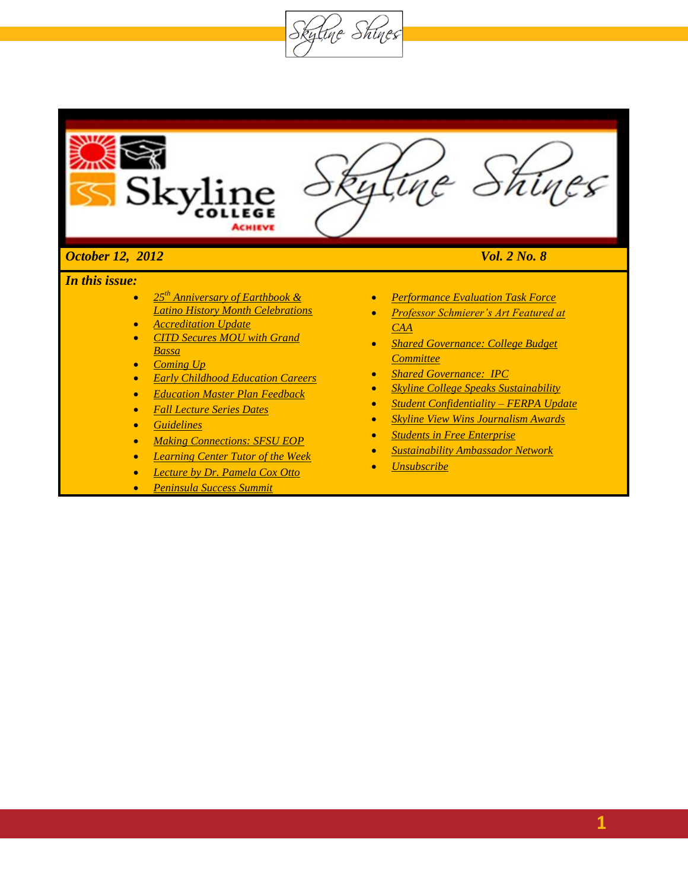# Skyline Shines

*October 12, 2012* *Vol. 2 No. 8*

***In this issue:***

- *25th Anniversary of Earthbook & Latino History Month Celebrations*
- *Accreditation Update*
- *CITD Secures MOU with Grand Bassa*
- *Coming Up*
- *Early Childhood Education Careers*
- *Education Master Plan Feedback*
- *Fall Lecture Series Dates*
- *Guidelines*
- *Making Connections: SFSU EOP*
- *Learning Center Tutor of the Week*
- *Lecture by Dr. Pamela Cox Otto*
- *Peninsula Success Summit*
- *Performance Evaluation Task Force*
- *Professor Schmierer's Art Featured at CAA*
- *Shared Governance: College Budget Committee*
- *Shared Governance: IPC*
- *Skyline College Speaks Sustainability*
- *Student Confidentiality – FERPA Update*
- *Skyline View Wins Journalism Awards*
- *Students in Free Enterprise*
- *Sustainability Ambassador Network*
- *Unsubscribe*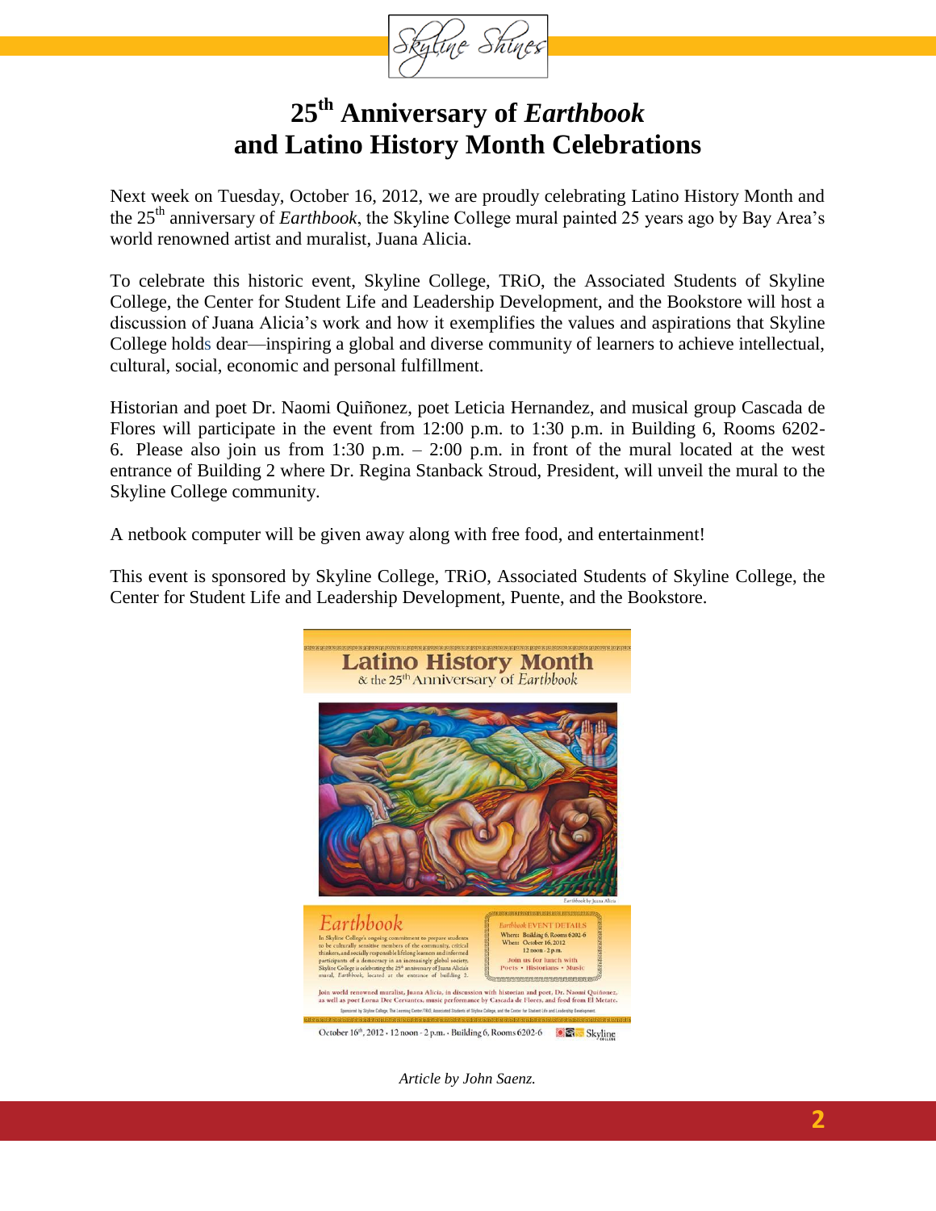# 25th Anniversary of *Earthbook* and Latino History Month Celebrations

Next week on Tuesday, October 16, 2012, we are proudly celebrating Latino History Month and the 25th anniversary of *Earthbook*, the Skyline College mural painted 25 years ago by Bay Area's world renowned artist and muralist, Juana Alicia.

To celebrate this historic event, Skyline College, TRiO, the Associated Students of Skyline College, the Center for Student Life and Leadership Development, and the Bookstore will host a discussion of Juana Alicia's work and how it exemplifies the values and aspirations that Skyline College holds dear—inspiring a global and diverse community of learners to achieve intellectual, cultural, social, economic and personal fulfillment.

Historian and poet Dr. Naomi Quiñonez, poet Leticia Hernandez, and musical group Cascada de Flores will participate in the event from 12:00 p.m. to 1:30 p.m. in Building 6, Rooms 6202-6. Please also join us from 1:30 p.m. – 2:00 p.m. in front of the mural located at the west entrance of Building 2 where Dr. Regina Stanback Stroud, President, will unveil the mural to the Skyline College community.

A netbook computer will be given away along with free food, and entertainment!

This event is sponsored by Skyline College, TRiO, Associated Students of Skyline College, the Center for Student Life and Leadership Development, Puente, and the Bookstore.

*Article by John Saenz.*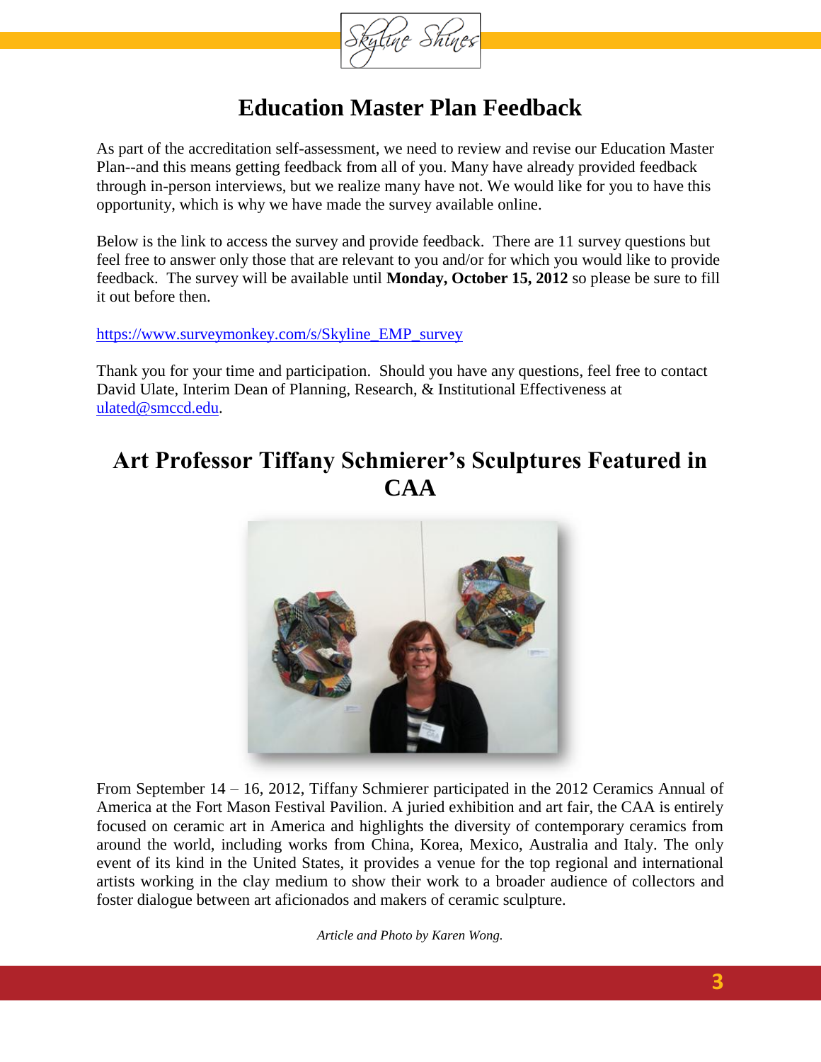# Education Master Plan Feedback

As part of the accreditation self-assessment, we need to review and revise our Education Master Plan--and this means getting feedback from all of you. Many have already provided feedback through in-person interviews, but we realize many have not. We would like for you to have this opportunity, which is why we have made the survey available online.

Below is the link to access the survey and provide feedback. There are 11 survey questions but feel free to answer only those that are relevant to you and/or for which you would like to provide feedback. The survey will be available until **Monday, October 15, 2012** so please be sure to fill it out before then.

https://www.surveymonkey.com/s/Skyline_EMP_survey

Thank you for your time and participation. Should you have any questions, feel free to contact David Ulate, Interim Dean of Planning, Research, & Institutional Effectiveness at ulated@smccd.edu.

# Art Professor Tiffany Schmierer's Sculptures Featured in CAA

From September 14 – 16, 2012, Tiffany Schmierer participated in the 2012 Ceramics Annual of America at the Fort Mason Festival Pavilion. A juried exhibition and art fair, the CAA is entirely focused on ceramic art in America and highlights the diversity of contemporary ceramics from around the world, including works from China, Korea, Mexico, Australia and Italy. The only event of its kind in the United States, it provides a venue for the top regional and international artists working in the clay medium to show their work to a broader audience of collectors and foster dialogue between art aficionados and makers of ceramic sculpture.

*Article and Photo by Karen Wong.*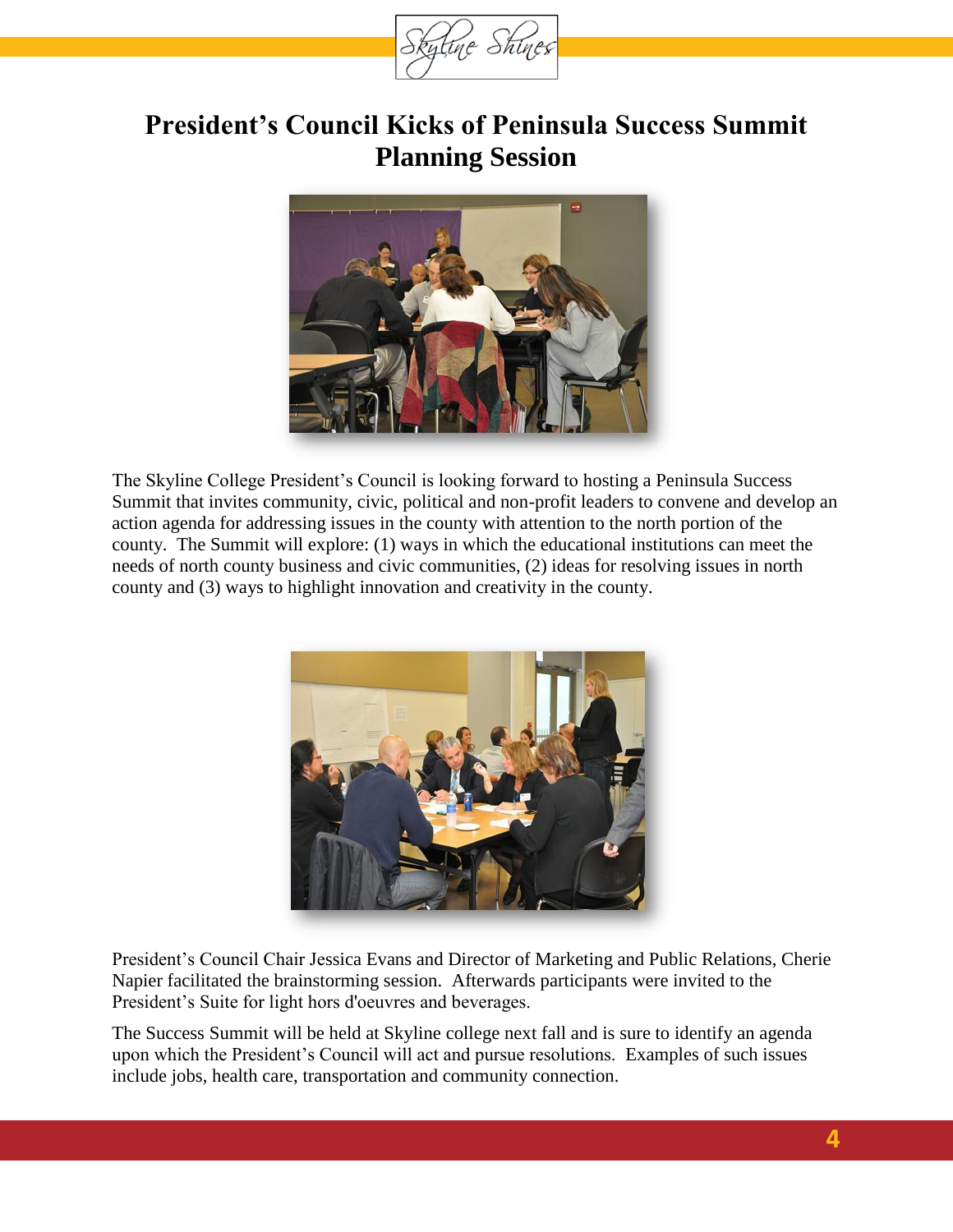# President's Council Kicks of Peninsula Success Summit Planning Session

The Skyline College President's Council is looking forward to hosting a Peninsula Success Summit that invites community, civic, political and non-profit leaders to convene and develop an action agenda for addressing issues in the county with attention to the north portion of the county. The Summit will explore: (1) ways in which the educational institutions can meet the needs of north county business and civic communities, (2) ideas for resolving issues in north county and (3) ways to highlight innovation and creativity in the county.

President's Council Chair Jessica Evans and Director of Marketing and Public Relations, Cherie Napier facilitated the brainstorming session. Afterwards participants were invited to the President's Suite for light hors d'oeuvres and beverages.

The Success Summit will be held at Skyline college next fall and is sure to identify an agenda upon which the President's Council will act and pursue resolutions. Examples of such issues include jobs, health care, transportation and community connection.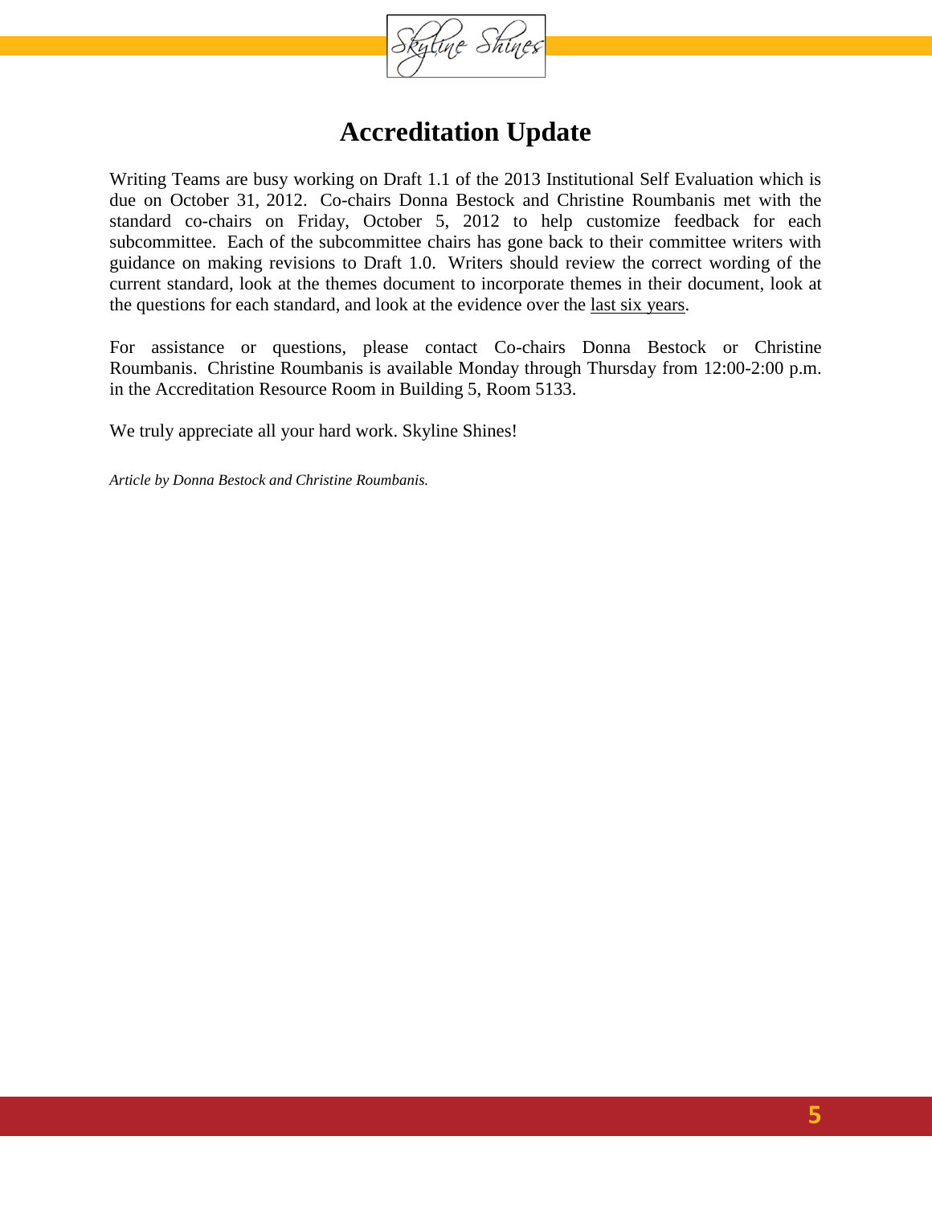# Accreditation Update

Writing Teams are busy working on Draft 1.1 of the 2013 Institutional Self Evaluation which is due on October 31, 2012. Co-chairs Donna Bestock and Christine Roumbanis met with the standard co-chairs on Friday, October 5, 2012 to help customize feedback for each subcommittee. Each of the subcommittee chairs has gone back to their committee writers with guidance on making revisions to Draft 1.0. Writers should review the correct wording of the current standard, look at the themes document to incorporate themes in their document, look at the questions for each standard, and look at the evidence over the last six years.

For assistance or questions, please contact Co-chairs Donna Bestock or Christine Roumbanis. Christine Roumbanis is available Monday through Thursday from 12:00-2:00 p.m. in the Accreditation Resource Room in Building 5, Room 5133.

We truly appreciate all your hard work. Skyline Shines!

*Article by Donna Bestock and Christine Roumbanis.*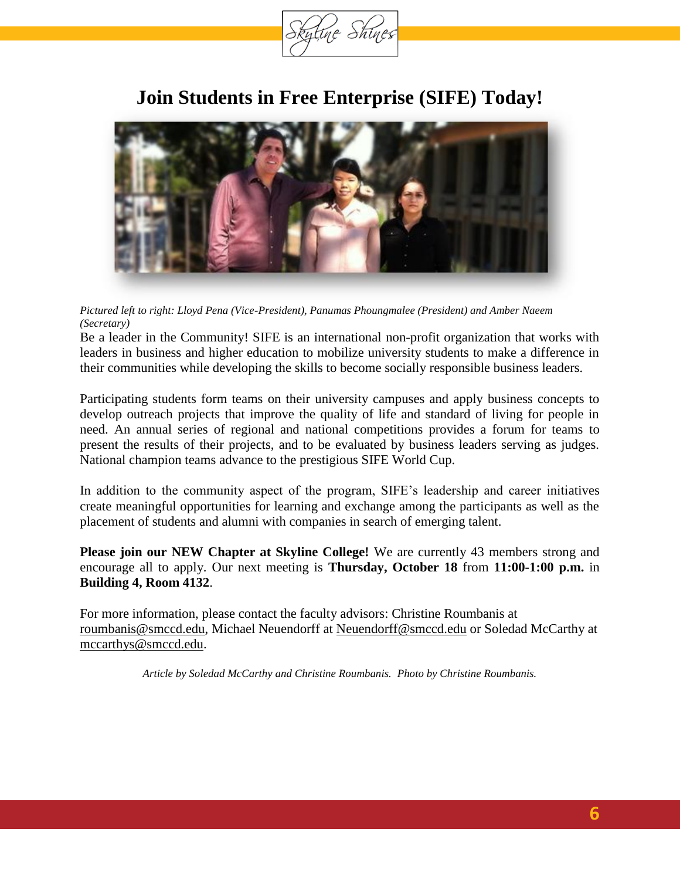# Join Students in Free Enterprise (SIFE) Today!

*Pictured left to right: Lloyd Pena (Vice-President), Panumas Phoungmalee (President) and Amber Naeem (Secretary)*

Be a leader in the Community! SIFE is an international non-profit organization that works with leaders in business and higher education to mobilize university students to make a difference in their communities while developing the skills to become socially responsible business leaders.

Participating students form teams on their university campuses and apply business concepts to develop outreach projects that improve the quality of life and standard of living for people in need. An annual series of regional and national competitions provides a forum for teams to present the results of their projects, and to be evaluated by business leaders serving as judges. National champion teams advance to the prestigious SIFE World Cup.

In addition to the community aspect of the program, SIFE's leadership and career initiatives create meaningful opportunities for learning and exchange among the participants as well as the placement of students and alumni with companies in search of emerging talent.

**Please join our NEW Chapter at Skyline College!** We are currently 43 members strong and encourage all to apply. Our next meeting is **Thursday, October 18** from **11:00-1:00 p.m.** in **Building 4, Room 4132**.

For more information, please contact the faculty advisors: Christine Roumbanis at roumbanis@smccd.edu, Michael Neuendorff at Neuendorff@smccd.edu or Soledad McCarthy at mccarthys@smccd.edu.

*Article by Soledad McCarthy and Christine Roumbanis. Photo by Christine Roumbanis.*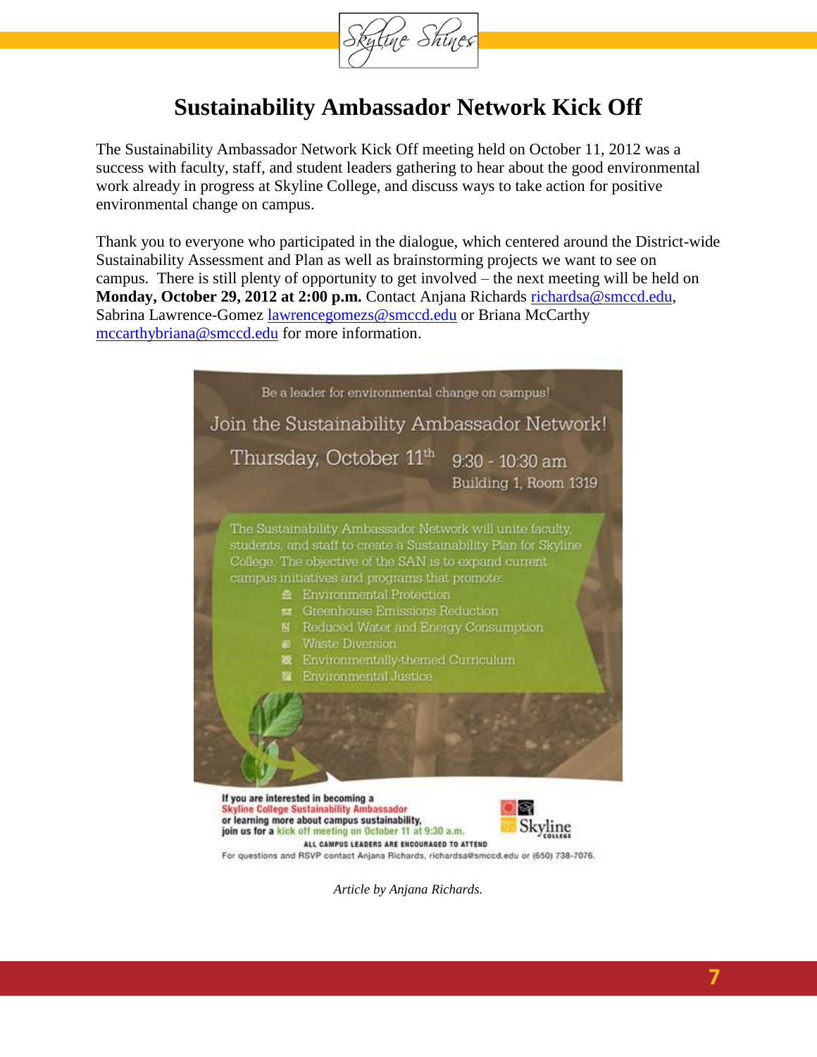# Sustainability Ambassador Network Kick Off

The Sustainability Ambassador Network Kick Off meeting held on October 11, 2012 was a success with faculty, staff, and student leaders gathering to hear about the good environmental work already in progress at Skyline College, and discuss ways to take action for positive environmental change on campus.

Thank you to everyone who participated in the dialogue, which centered around the District-wide Sustainability Assessment and Plan as well as brainstorming projects we want to see on campus. There is still plenty of opportunity to get involved – the next meeting will be held on **Monday, October 29, 2012 at 2:00 p.m.** Contact Anjana Richards richardsa@smccd.edu, Sabrina Lawrence-Gomez lawrencegomezs@smccd.edu or Briana McCarthy mccarthybriana@smccd.edu for more information.

Be a leader for environmental change on campus!

Join the Sustainability Ambassador Network!

Thursday, October 11th 9:30 - 10:30 am
Building 1, Room 1319

The Sustainability Ambassador Network will unite faculty, students, and staff to create a Sustainability Plan for Skyline College. The objective of the SAN is to expand current campus initiatives and programs that promote:

- Environmental Protection
- Greenhouse Emissions Reduction
- Reduced Water and Energy Consumption
- Waste Diversion
- Environmentally-themed Curriculum
- Environmental Justice

If you are interested in becoming a Skyline College Sustainability Ambassador or learning more about campus sustainability, join us for a kick off meeting on October 11 at 9:30 a.m.

ALL CAMPUS LEADERS ARE ENCOURAGED TO ATTEND

For questions and RSVP contact Anjana Richards, richardsa@smccd.edu or (650) 738-7076.

*Article by Anjana Richards.*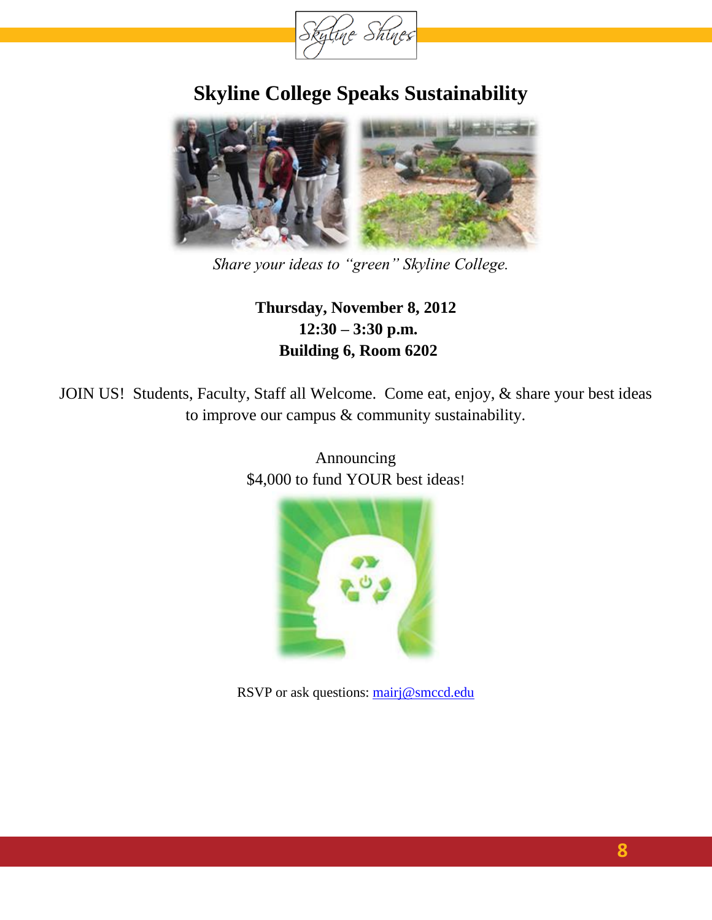# Skyline College Speaks Sustainability

*Share your ideas to "green" Skyline College.*

**Thursday, November 8, 2012**
**12:30 – 3:30 p.m.**
**Building 6, Room 6202**

JOIN US! Students, Faculty, Staff all Welcome. Come eat, enjoy, & share your best ideas to improve our campus & community sustainability.

Announcing
$4,000 to fund YOUR best ideas!

RSVP or ask questions: mairj@smccd.edu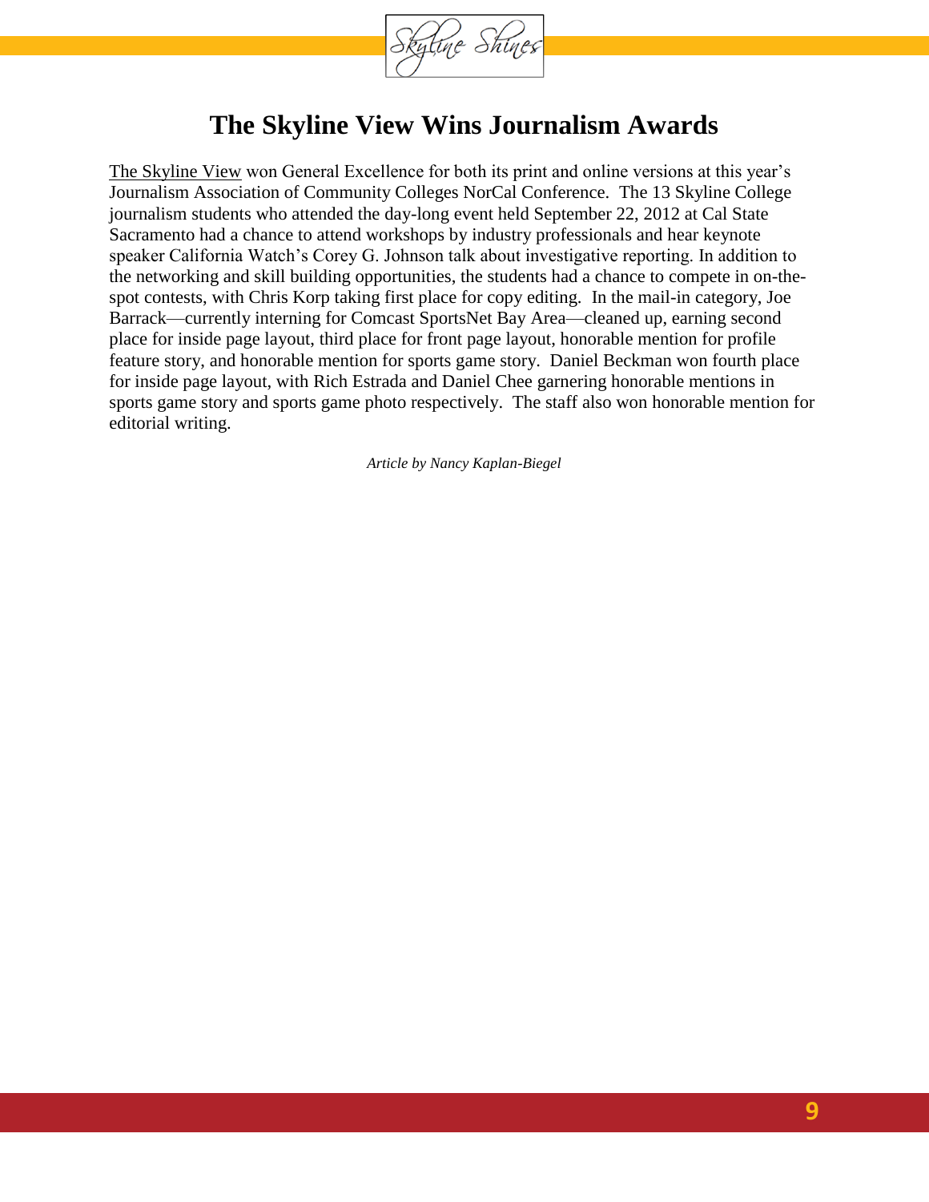# The Skyline View Wins Journalism Awards

The Skyline View won General Excellence for both its print and online versions at this year's Journalism Association of Community Colleges NorCal Conference. The 13 Skyline College journalism students who attended the day-long event held September 22, 2012 at Cal State Sacramento had a chance to attend workshops by industry professionals and hear keynote speaker California Watch's Corey G. Johnson talk about investigative reporting. In addition to the networking and skill building opportunities, the students had a chance to compete in on-the-spot contests, with Chris Korp taking first place for copy editing. In the mail-in category, Joe Barrack—currently interning for Comcast SportsNet Bay Area—cleaned up, earning second place for inside page layout, third place for front page layout, honorable mention for profile feature story, and honorable mention for sports game story. Daniel Beckman won fourth place for inside page layout, with Rich Estrada and Daniel Chee garnering honorable mentions in sports game story and sports game photo respectively. The staff also won honorable mention for editorial writing.

*Article by Nancy Kaplan-Biegel*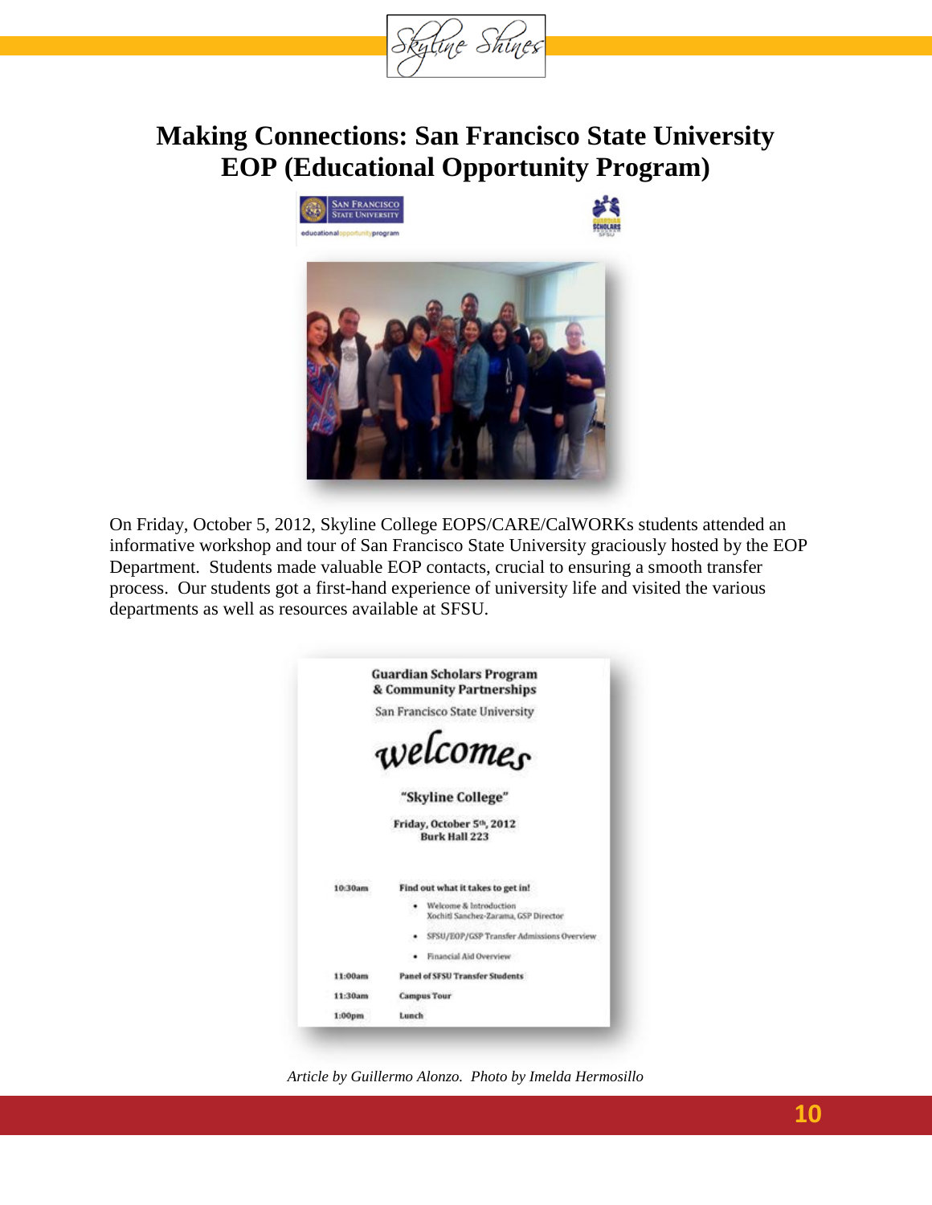# Making Connections: San Francisco State University EOP (Educational Opportunity Program)

On Friday, October 5, 2012, Skyline College EOPS/CARE/CalWORKs students attended an informative workshop and tour of San Francisco State University graciously hosted by the EOP Department. Students made valuable EOP contacts, crucial to ensuring a smooth transfer process. Our students got a first-hand experience of university life and visited the various departments as well as resources available at SFSU.

**Guardian Scholars Program & Community Partnerships**

San Francisco State University

*welcomes*

**"Skyline College"**

**Friday, October 5th, 2012**
**Burk Hall 223**

| | |
|---|---|
| **10:30am** | **Find out what it takes to get in!** |
| | • Welcome & Introduction – Xochitl Sanchez-Zarama, GSP Director |
| | • SFSU/EOP/GSP Transfer Admissions Overview |
| | • Financial Aid Overview |
| **11:00am** | **Panel of SFSU Transfer Students** |
| **11:30am** | **Campus Tour** |
| **1:00pm** | **Lunch** |

*Article by Guillermo Alonzo. Photo by Imelda Hermosillo*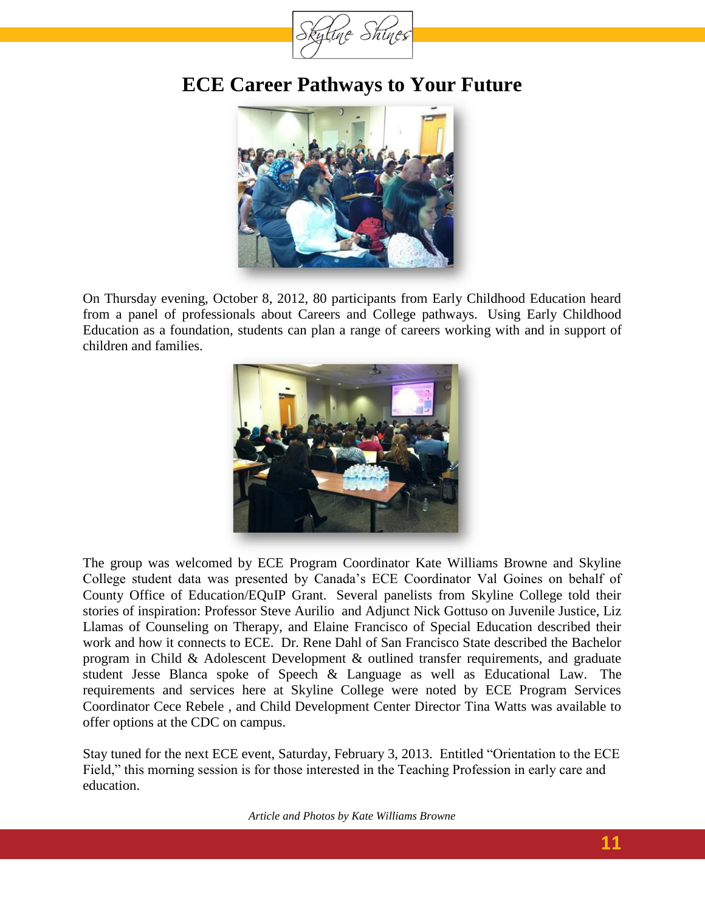# ECE Career Pathways to Your Future

On Thursday evening, October 8, 2012, 80 participants from Early Childhood Education heard from a panel of professionals about Careers and College pathways. Using Early Childhood Education as a foundation, students can plan a range of careers working with and in support of children and families.

The group was welcomed by ECE Program Coordinator Kate Williams Browne and Skyline College student data was presented by Canada's ECE Coordinator Val Goines on behalf of County Office of Education/EQuIP Grant. Several panelists from Skyline College told their stories of inspiration: Professor Steve Aurilio and Adjunct Nick Gottuso on Juvenile Justice, Liz Llamas of Counseling on Therapy, and Elaine Francisco of Special Education described their work and how it connects to ECE. Dr. Rene Dahl of San Francisco State described the Bachelor program in Child & Adolescent Development & outlined transfer requirements, and graduate student Jesse Blanca spoke of Speech & Language as well as Educational Law. The requirements and services here at Skyline College were noted by ECE Program Services Coordinator Cece Rebele , and Child Development Center Director Tina Watts was available to offer options at the CDC on campus.

Stay tuned for the next ECE event, Saturday, February 3, 2013. Entitled "Orientation to the ECE Field," this morning session is for those interested in the Teaching Profession in early care and education.

*Article and Photos by Kate Williams Browne*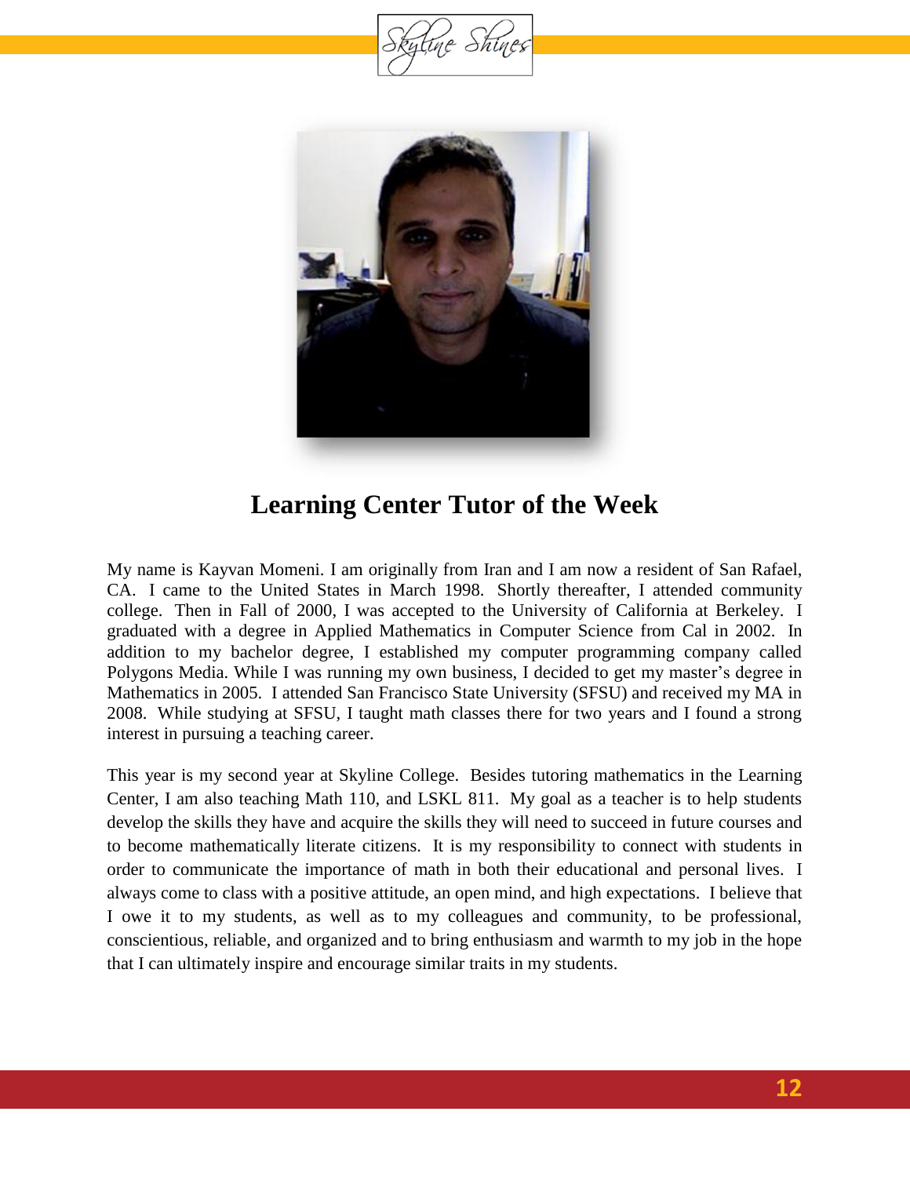## Learning Center Tutor of the Week

My name is Kayvan Momeni. I am originally from Iran and I am now a resident of San Rafael, CA. I came to the United States in March 1998. Shortly thereafter, I attended community college. Then in Fall of 2000, I was accepted to the University of California at Berkeley. I graduated with a degree in Applied Mathematics in Computer Science from Cal in 2002. In addition to my bachelor degree, I established my computer programming company called Polygons Media. While I was running my own business, I decided to get my master's degree in Mathematics in 2005. I attended San Francisco State University (SFSU) and received my MA in 2008. While studying at SFSU, I taught math classes there for two years and I found a strong interest in pursuing a teaching career.

This year is my second year at Skyline College. Besides tutoring mathematics in the Learning Center, I am also teaching Math 110, and LSKL 811. My goal as a teacher is to help students develop the skills they have and acquire the skills they will need to succeed in future courses and to become mathematically literate citizens. It is my responsibility to connect with students in order to communicate the importance of math in both their educational and personal lives. I always come to class with a positive attitude, an open mind, and high expectations. I believe that I owe it to my students, as well as to my colleagues and community, to be professional, conscientious, reliable, and organized and to bring enthusiasm and warmth to my job in the hope that I can ultimately inspire and encourage similar traits in my students.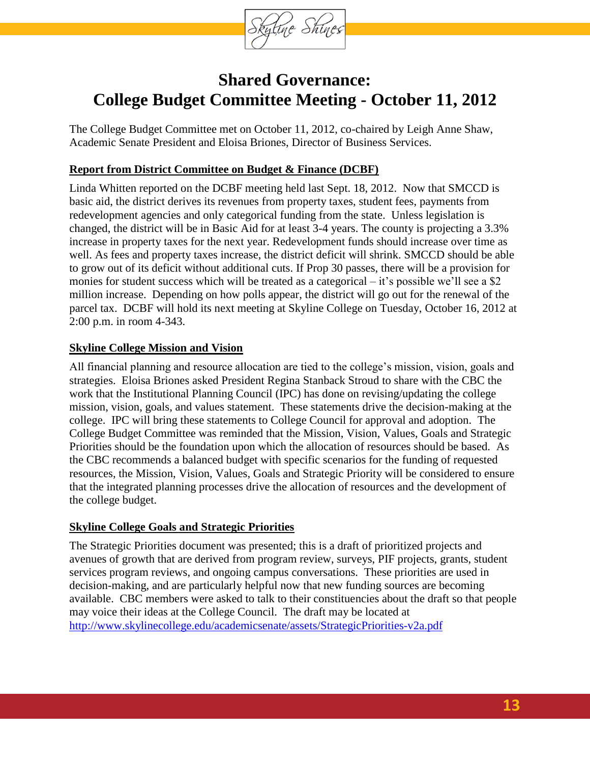# Shared Governance:
# College Budget Committee Meeting - October 11, 2012

The College Budget Committee met on October 11, 2012, co-chaired by Leigh Anne Shaw, Academic Senate President and Eloisa Briones, Director of Business Services.

**Report from District Committee on Budget & Finance (DCBF)**

Linda Whitten reported on the DCBF meeting held last Sept. 18, 2012. Now that SMCCD is basic aid, the district derives its revenues from property taxes, student fees, payments from redevelopment agencies and only categorical funding from the state. Unless legislation is changed, the district will be in Basic Aid for at least 3-4 years. The county is projecting a 3.3% increase in property taxes for the next year. Redevelopment funds should increase over time as well. As fees and property taxes increase, the district deficit will shrink. SMCCD should be able to grow out of its deficit without additional cuts. If Prop 30 passes, there will be a provision for monies for student success which will be treated as a categorical – it's possible we'll see a $2 million increase. Depending on how polls appear, the district will go out for the renewal of the parcel tax. DCBF will hold its next meeting at Skyline College on Tuesday, October 16, 2012 at 2:00 p.m. in room 4-343.

**Skyline College Mission and Vision**

All financial planning and resource allocation are tied to the college's mission, vision, goals and strategies. Eloisa Briones asked President Regina Stanback Stroud to share with the CBC the work that the Institutional Planning Council (IPC) has done on revising/updating the college mission, vision, goals, and values statement. These statements drive the decision-making at the college. IPC will bring these statements to College Council for approval and adoption. The College Budget Committee was reminded that the Mission, Vision, Values, Goals and Strategic Priorities should be the foundation upon which the allocation of resources should be based. As the CBC recommends a balanced budget with specific scenarios for the funding of requested resources, the Mission, Vision, Values, Goals and Strategic Priority will be considered to ensure that the integrated planning processes drive the allocation of resources and the development of the college budget.

**Skyline College Goals and Strategic Priorities**

The Strategic Priorities document was presented; this is a draft of prioritized projects and avenues of growth that are derived from program review, surveys, PIF projects, grants, student services program reviews, and ongoing campus conversations. These priorities are used in decision-making, and are particularly helpful now that new funding sources are becoming available. CBC members were asked to talk to their constituencies about the draft so that people may voice their ideas at the College Council. The draft may be located at http://www.skylinecollege.edu/academicsenate/assets/StrategicPriorities-v2a.pdf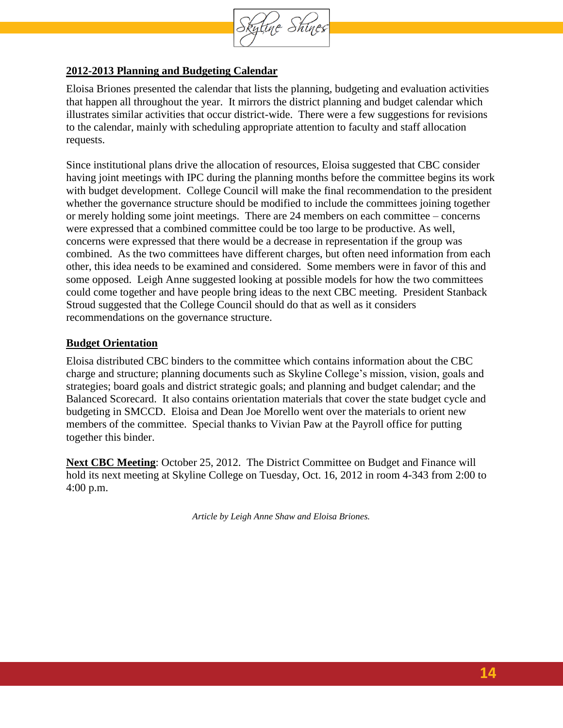**2012-2013 Planning and Budgeting Calendar**

Eloisa Briones presented the calendar that lists the planning, budgeting and evaluation activities that happen all throughout the year. It mirrors the district planning and budget calendar which illustrates similar activities that occur district-wide. There were a few suggestions for revisions to the calendar, mainly with scheduling appropriate attention to faculty and staff allocation requests.

Since institutional plans drive the allocation of resources, Eloisa suggested that CBC consider having joint meetings with IPC during the planning months before the committee begins its work with budget development. College Council will make the final recommendation to the president whether the governance structure should be modified to include the committees joining together or merely holding some joint meetings. There are 24 members on each committee – concerns were expressed that a combined committee could be too large to be productive. As well, concerns were expressed that there would be a decrease in representation if the group was combined. As the two committees have different charges, but often need information from each other, this idea needs to be examined and considered. Some members were in favor of this and some opposed. Leigh Anne suggested looking at possible models for how the two committees could come together and have people bring ideas to the next CBC meeting. President Stanback Stroud suggested that the College Council should do that as well as it considers recommendations on the governance structure.

**Budget Orientation**

Eloisa distributed CBC binders to the committee which contains information about the CBC charge and structure; planning documents such as Skyline College's mission, vision, goals and strategies; board goals and district strategic goals; and planning and budget calendar; and the Balanced Scorecard. It also contains orientation materials that cover the state budget cycle and budgeting in SMCCD. Eloisa and Dean Joe Morello went over the materials to orient new members of the committee. Special thanks to Vivian Paw at the Payroll office for putting together this binder.

**Next CBC Meeting**: October 25, 2012. The District Committee on Budget and Finance will hold its next meeting at Skyline College on Tuesday, Oct. 16, 2012 in room 4-343 from 2:00 to 4:00 p.m.

*Article by Leigh Anne Shaw and Eloisa Briones.*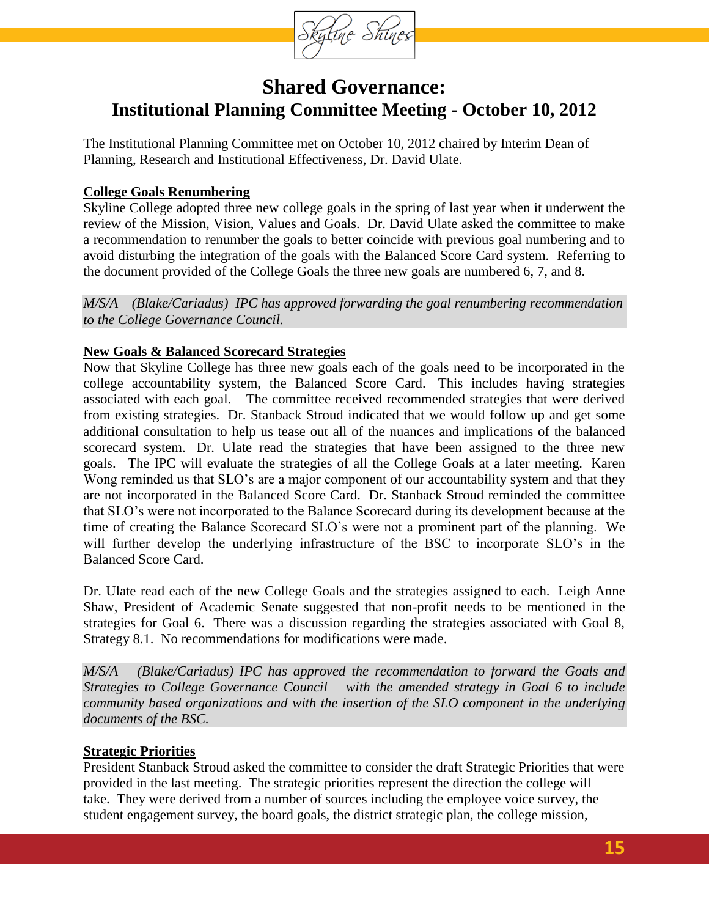# Shared Governance:
## Institutional Planning Committee Meeting - October 10, 2012

The Institutional Planning Committee met on October 10, 2012 chaired by Interim Dean of Planning, Research and Institutional Effectiveness, Dr. David Ulate.

**College Goals Renumbering**

Skyline College adopted three new college goals in the spring of last year when it underwent the review of the Mission, Vision, Values and Goals. Dr. David Ulate asked the committee to make a recommendation to renumber the goals to better coincide with previous goal numbering and to avoid disturbing the integration of the goals with the Balanced Score Card system. Referring to the document provided of the College Goals the three new goals are numbered 6, 7, and 8.

*M/S/A – (Blake/Cariadus) IPC has approved forwarding the goal renumbering recommendation to the College Governance Council.*

**New Goals & Balanced Scorecard Strategies**

Now that Skyline College has three new goals each of the goals need to be incorporated in the college accountability system, the Balanced Score Card. This includes having strategies associated with each goal. The committee received recommended strategies that were derived from existing strategies. Dr. Stanback Stroud indicated that we would follow up and get some additional consultation to help us tease out all of the nuances and implications of the balanced scorecard system. Dr. Ulate read the strategies that have been assigned to the three new goals. The IPC will evaluate the strategies of all the College Goals at a later meeting. Karen Wong reminded us that SLO's are a major component of our accountability system and that they are not incorporated in the Balanced Score Card. Dr. Stanback Stroud reminded the committee that SLO's were not incorporated to the Balance Scorecard during its development because at the time of creating the Balance Scorecard SLO's were not a prominent part of the planning. We will further develop the underlying infrastructure of the BSC to incorporate SLO's in the Balanced Score Card.

Dr. Ulate read each of the new College Goals and the strategies assigned to each. Leigh Anne Shaw, President of Academic Senate suggested that non-profit needs to be mentioned in the strategies for Goal 6. There was a discussion regarding the strategies associated with Goal 8, Strategy 8.1. No recommendations for modifications were made.

*M/S/A – (Blake/Cariadus) IPC has approved the recommendation to forward the Goals and Strategies to College Governance Council – with the amended strategy in Goal 6 to include community based organizations and with the insertion of the SLO component in the underlying documents of the BSC.*

**Strategic Priorities**

President Stanback Stroud asked the committee to consider the draft Strategic Priorities that were provided in the last meeting. The strategic priorities represent the direction the college will take. They were derived from a number of sources including the employee voice survey, the student engagement survey, the board goals, the district strategic plan, the college mission,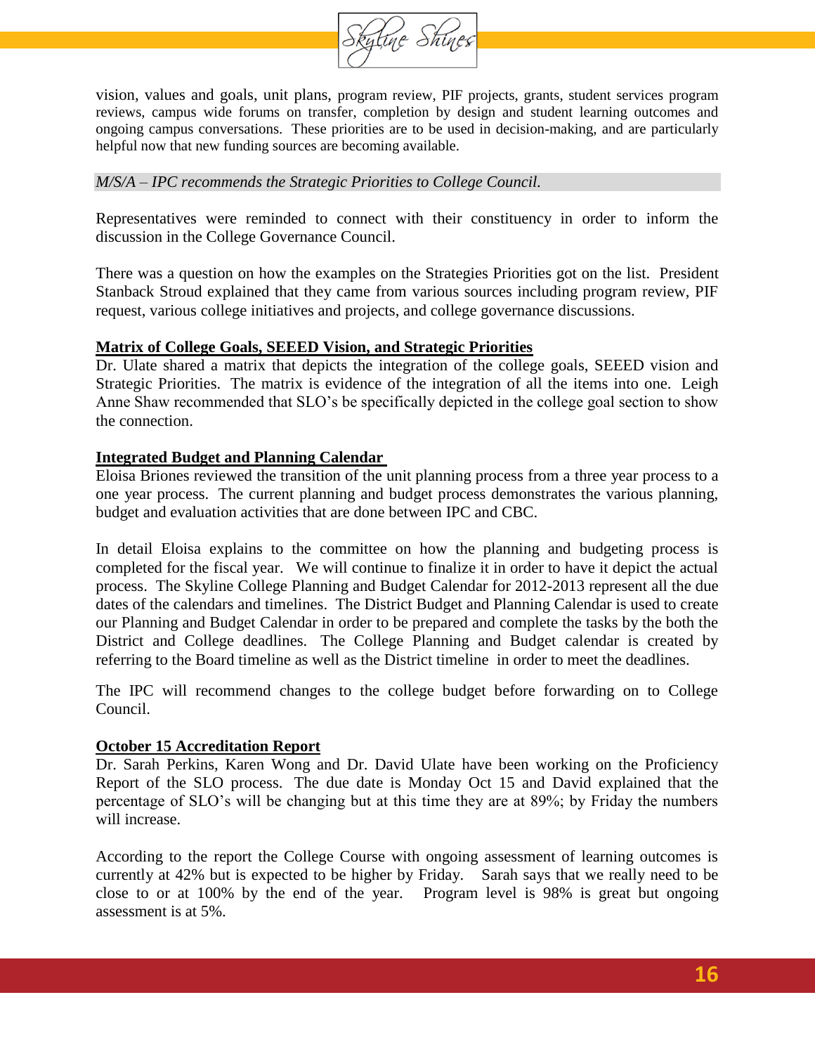vision, values and goals, unit plans, program review, PIF projects, grants, student services program reviews, campus wide forums on transfer, completion by design and student learning outcomes and ongoing campus conversations. These priorities are to be used in decision-making, and are particularly helpful now that new funding sources are becoming available.

*M/S/A – IPC recommends the Strategic Priorities to College Council.*

Representatives were reminded to connect with their constituency in order to inform the discussion in the College Governance Council.

There was a question on how the examples on the Strategies Priorities got on the list. President Stanback Stroud explained that they came from various sources including program review, PIF request, various college initiatives and projects, and college governance discussions.

**Matrix of College Goals, SEEED Vision, and Strategic Priorities**

Dr. Ulate shared a matrix that depicts the integration of the college goals, SEEED vision and Strategic Priorities. The matrix is evidence of the integration of all the items into one. Leigh Anne Shaw recommended that SLO's be specifically depicted in the college goal section to show the connection.

**Integrated Budget and Planning Calendar**

Eloisa Briones reviewed the transition of the unit planning process from a three year process to a one year process. The current planning and budget process demonstrates the various planning, budget and evaluation activities that are done between IPC and CBC.

In detail Eloisa explains to the committee on how the planning and budgeting process is completed for the fiscal year. We will continue to finalize it in order to have it depict the actual process. The Skyline College Planning and Budget Calendar for 2012-2013 represent all the due dates of the calendars and timelines. The District Budget and Planning Calendar is used to create our Planning and Budget Calendar in order to be prepared and complete the tasks by the both the District and College deadlines. The College Planning and Budget calendar is created by referring to the Board timeline as well as the District timeline in order to meet the deadlines.

The IPC will recommend changes to the college budget before forwarding on to College Council.

**October 15 Accreditation Report**

Dr. Sarah Perkins, Karen Wong and Dr. David Ulate have been working on the Proficiency Report of the SLO process. The due date is Monday Oct 15 and David explained that the percentage of SLO's will be changing but at this time they are at 89%; by Friday the numbers will increase.

According to the report the College Course with ongoing assessment of learning outcomes is currently at 42% but is expected to be higher by Friday. Sarah says that we really need to be close to or at 100% by the end of the year. Program level is 98% is great but ongoing assessment is at 5%.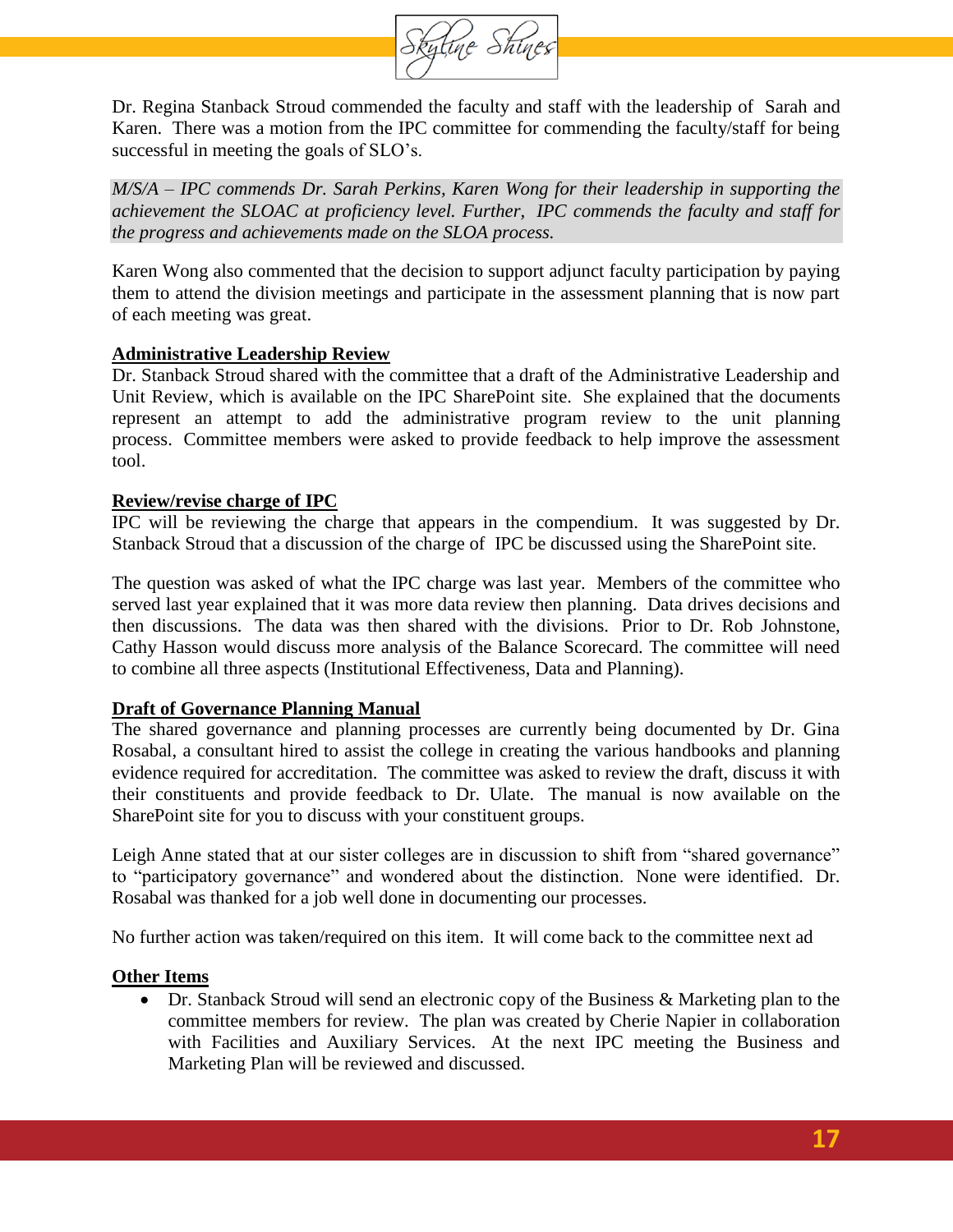Dr. Regina Stanback Stroud commended the faculty and staff with the leadership of  Sarah and Karen.  There was a motion from the IPC committee for commending the faculty/staff for being successful in meeting the goals of SLO's.

*M/S/A – IPC commends Dr. Sarah Perkins, Karen Wong for their leadership in supporting the achievement the SLOAC at proficiency level. Further,  IPC commends the faculty and staff for the progress and achievements made on the SLOA process.*

Karen Wong also commented that the decision to support adjunct faculty participation by paying them to attend the division meetings and participate in the assessment planning that is now part of each meeting was great.

**Administrative Leadership Review**

Dr. Stanback Stroud shared with the committee that a draft of the Administrative Leadership and Unit Review, which is available on the IPC SharePoint site.  She explained that the documents represent an attempt to add the administrative program review to the unit planning process.  Committee members were asked to provide feedback to help improve the assessment tool.

**Review/revise charge of IPC**

IPC will be reviewing the charge that appears in the compendium.  It was suggested by Dr. Stanback Stroud that a discussion of the charge of  IPC be discussed using the SharePoint site.

The question was asked of what the IPC charge was last year.  Members of the committee who served last year explained that it was more data review then planning.  Data drives decisions and then discussions.  The data was then shared with the divisions.  Prior to Dr. Rob Johnstone, Cathy Hasson would discuss more analysis of the Balance Scorecard. The committee will need to combine all three aspects (Institutional Effectiveness, Data and Planning).

**Draft of Governance Planning Manual**

The shared governance and planning processes are currently being documented by Dr. Gina Rosabal, a consultant hired to assist the college in creating the various handbooks and planning evidence required for accreditation.  The committee was asked to review the draft, discuss it with their constituents and provide feedback to Dr. Ulate.  The manual is now available on the SharePoint site for you to discuss with your constituent groups.

Leigh Anne stated that at our sister colleges are in discussion to shift from "shared governance" to "participatory governance" and wondered about the distinction.  None were identified.  Dr. Rosabal was thanked for a job well done in documenting our processes.

No further action was taken/required on this item.  It will come back to the committee next ad

**Other Items**

- Dr. Stanback Stroud will send an electronic copy of the Business & Marketing plan to the committee members for review.  The plan was created by Cherie Napier in collaboration with Facilities and Auxiliary Services.  At the next IPC meeting the Business and Marketing Plan will be reviewed and discussed.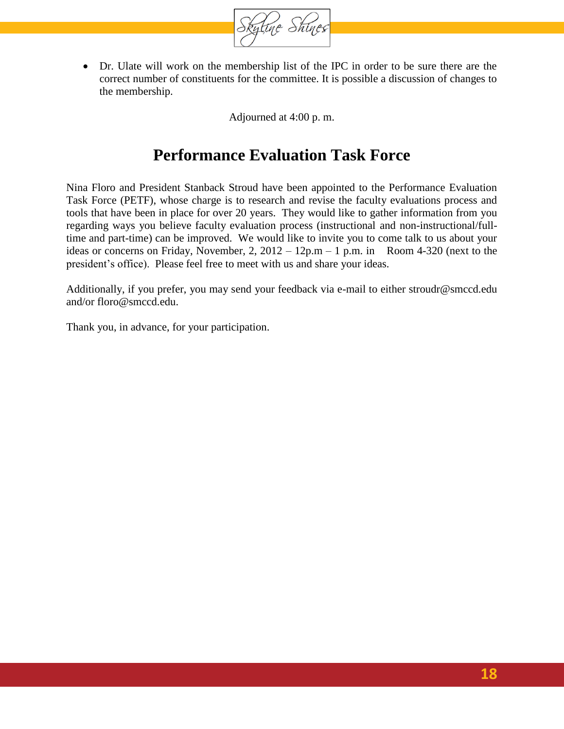- Dr. Ulate will work on the membership list of the IPC in order to be sure there are the correct number of constituents for the committee. It is possible a discussion of changes to the membership.

Adjourned at 4:00 p. m.

# Performance Evaluation Task Force

Nina Floro and President Stanback Stroud have been appointed to the Performance Evaluation Task Force (PETF), whose charge is to research and revise the faculty evaluations process and tools that have been in place for over 20 years. They would like to gather information from you regarding ways you believe faculty evaluation process (instructional and non-instructional/full-time and part-time) can be improved. We would like to invite you to come talk to us about your ideas or concerns on Friday, November, 2, 2012 – 12p.m – 1 p.m. in Room 4-320 (next to the president's office). Please feel free to meet with us and share your ideas.

Additionally, if you prefer, you may send your feedback via e-mail to either stroudr@smccd.edu and/or floro@smccd.edu.

Thank you, in advance, for your participation.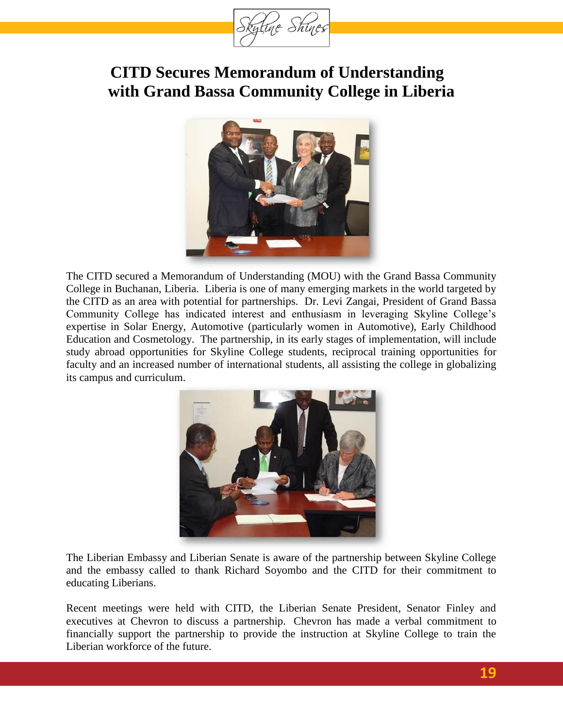# CITD Secures Memorandum of Understanding with Grand Bassa Community College in Liberia

The CITD secured a Memorandum of Understanding (MOU) with the Grand Bassa Community College in Buchanan, Liberia. Liberia is one of many emerging markets in the world targeted by the CITD as an area with potential for partnerships. Dr. Levi Zangai, President of Grand Bassa Community College has indicated interest and enthusiasm in leveraging Skyline College's expertise in Solar Energy, Automotive (particularly women in Automotive), Early Childhood Education and Cosmetology. The partnership, in its early stages of implementation, will include study abroad opportunities for Skyline College students, reciprocal training opportunities for faculty and an increased number of international students, all assisting the college in globalizing its campus and curriculum.

The Liberian Embassy and Liberian Senate is aware of the partnership between Skyline College and the embassy called to thank Richard Soyombo and the CITD for their commitment to educating Liberians.

Recent meetings were held with CITD, the Liberian Senate President, Senator Finley and executives at Chevron to discuss a partnership. Chevron has made a verbal commitment to financially support the partnership to provide the instruction at Skyline College to train the Liberian workforce of the future.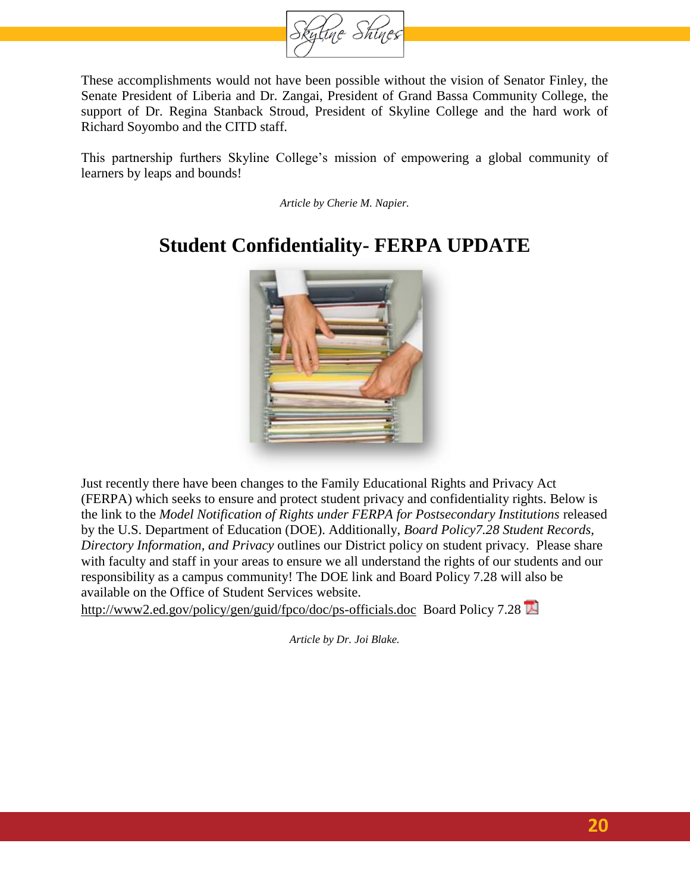These accomplishments would not have been possible without the vision of Senator Finley, the Senate President of Liberia and Dr. Zangai, President of Grand Bassa Community College, the support of Dr. Regina Stanback Stroud, President of Skyline College and the hard work of Richard Soyombo and the CITD staff.

This partnership furthers Skyline College's mission of empowering a global community of learners by leaps and bounds!

*Article by Cherie M. Napier.*

# Student Confidentiality- FERPA UPDATE

Just recently there have been changes to the Family Educational Rights and Privacy Act (FERPA) which seeks to ensure and protect student privacy and confidentiality rights. Below is the link to the *Model Notification of Rights under FERPA for Postsecondary Institutions* released by the U.S. Department of Education (DOE). Additionally, *Board Policy7.28 Student Records, Directory Information, and Privacy* outlines our District policy on student privacy. Please share with faculty and staff in your areas to ensure we all understand the rights of our students and our responsibility as a campus community! The DOE link and Board Policy 7.28 will also be available on the Office of Student Services website.

http://www2.ed.gov/policy/gen/guid/fpco/doc/ps-officials.doc Board Policy 7.28

*Article by Dr. Joi Blake.*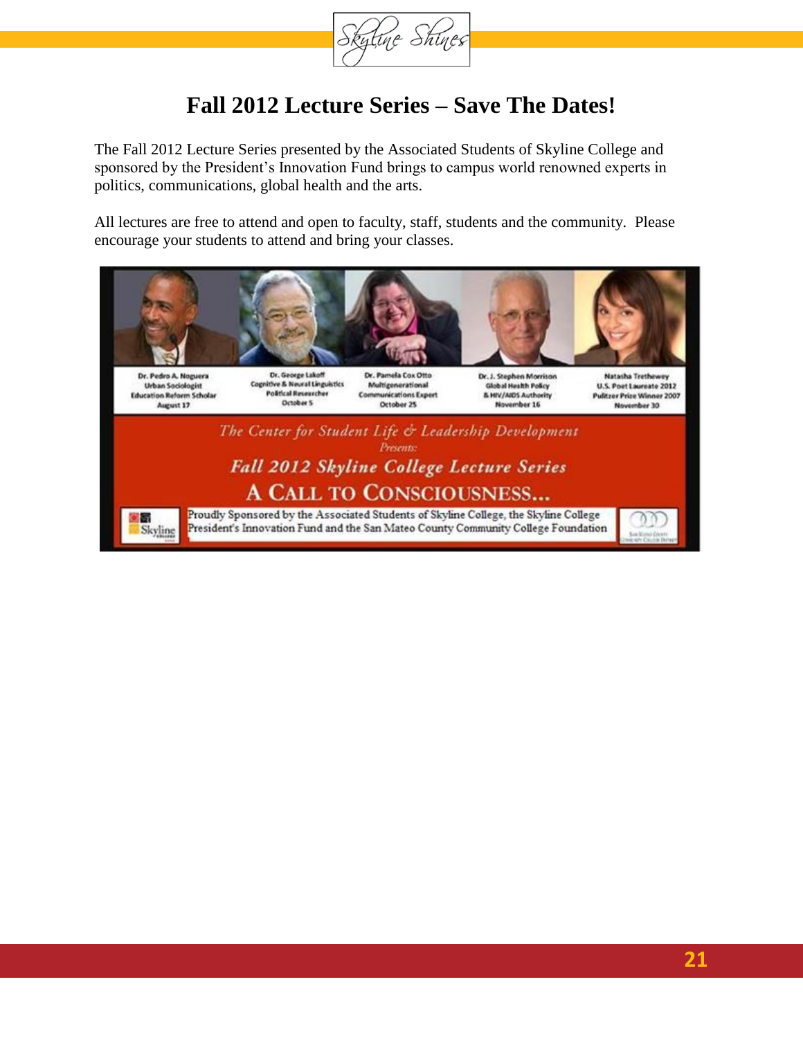# Fall 2012 Lecture Series – Save The Dates!

The Fall 2012 Lecture Series presented by the Associated Students of Skyline College and sponsored by the President's Innovation Fund brings to campus world renowned experts in politics, communications, global health and the arts.

All lectures are free to attend and open to faculty, staff, students and the community. Please encourage your students to attend and bring your classes.

Dr. Pedro A. Noguera
Urban Sociologist
Education Reform Scholar
August 17

Dr. George Lakoff
Cognitive & Neural Linguistics
Political Researcher
October 5

Dr. Pamela Cox Otto
Multigenerational
Communications Expert
October 25

Dr. J. Stephen Morrison
Global Health Policy
& HIV/AIDS Authority
November 16

Natasha Trethewey
U.S. Poet Laureate 2012
Pulitzer Prize Winner 2007
November 30

*The Center for Student Life & Leadership Development*
*Presents:*

***Fall 2012 Skyline College Lecture Series***

**A CALL TO CONSCIOUSNESS...**

Proudly Sponsored by the Associated Students of Skyline College, the Skyline College President's Innovation Fund and the San Mateo County Community College Foundation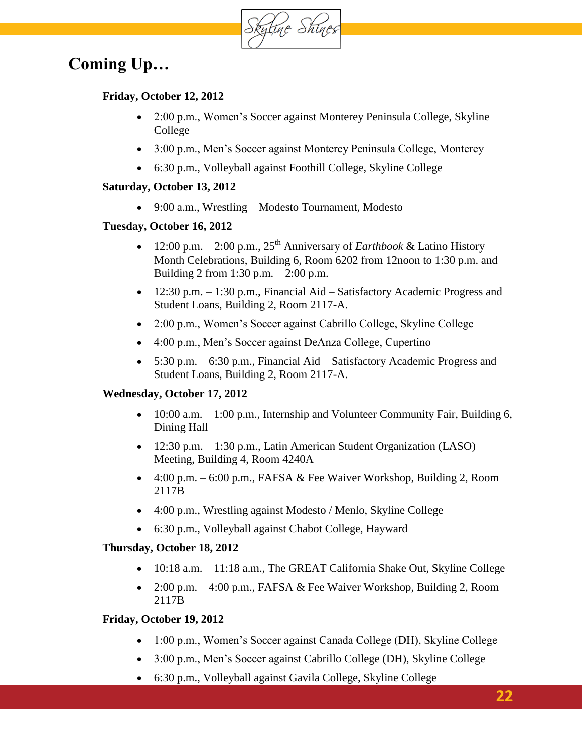## Coming Up…

**Friday, October 12, 2012**

- 2:00 p.m., Women's Soccer against Monterey Peninsula College, Skyline College
- 3:00 p.m., Men's Soccer against Monterey Peninsula College, Monterey
- 6:30 p.m., Volleyball against Foothill College, Skyline College

**Saturday, October 13, 2012**

- 9:00 a.m., Wrestling – Modesto Tournament, Modesto

**Tuesday, October 16, 2012**

- 12:00 p.m. – 2:00 p.m., 25th Anniversary of *Earthbook* & Latino History Month Celebrations, Building 6, Room 6202 from 12noon to 1:30 p.m. and Building 2 from 1:30 p.m. – 2:00 p.m.
- 12:30 p.m. – 1:30 p.m., Financial Aid – Satisfactory Academic Progress and Student Loans, Building 2, Room 2117-A.
- 2:00 p.m., Women's Soccer against Cabrillo College, Skyline College
- 4:00 p.m., Men's Soccer against DeAnza College, Cupertino
- 5:30 p.m. – 6:30 p.m., Financial Aid – Satisfactory Academic Progress and Student Loans, Building 2, Room 2117-A.

**Wednesday, October 17, 2012**

- 10:00 a.m. – 1:00 p.m., Internship and Volunteer Community Fair, Building 6, Dining Hall
- 12:30 p.m. – 1:30 p.m., Latin American Student Organization (LASO) Meeting, Building 4, Room 4240A
- 4:00 p.m. – 6:00 p.m., FAFSA & Fee Waiver Workshop, Building 2, Room 2117B
- 4:00 p.m., Wrestling against Modesto / Menlo, Skyline College
- 6:30 p.m., Volleyball against Chabot College, Hayward

**Thursday, October 18, 2012**

- 10:18 a.m. – 11:18 a.m., The GREAT California Shake Out, Skyline College
- 2:00 p.m. – 4:00 p.m., FAFSA & Fee Waiver Workshop, Building 2, Room 2117B

**Friday, October 19, 2012**

- 1:00 p.m., Women's Soccer against Canada College (DH), Skyline College
- 3:00 p.m., Men's Soccer against Cabrillo College (DH), Skyline College
- 6:30 p.m., Volleyball against Gavila College, Skyline College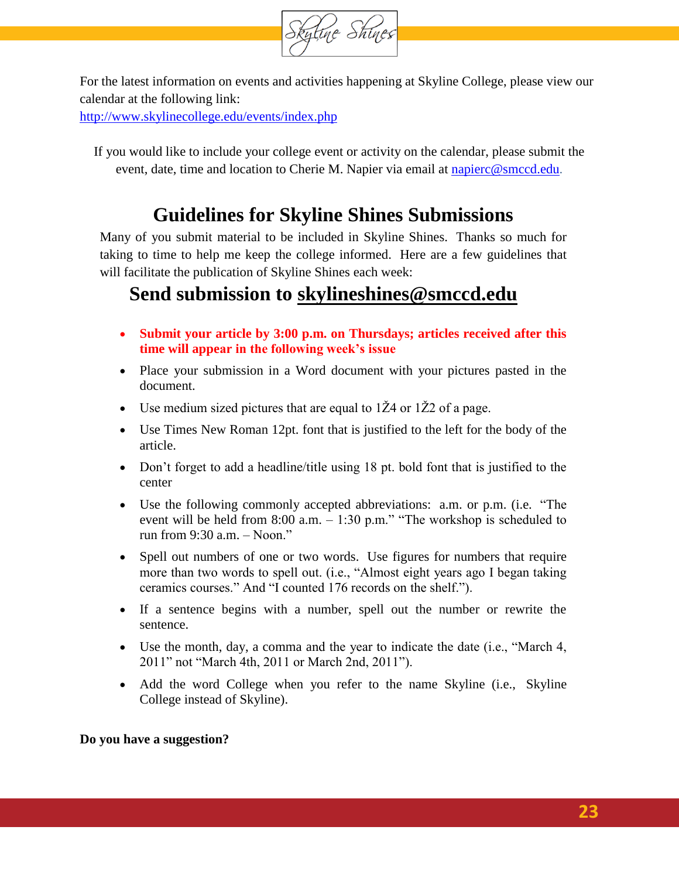For the latest information on events and activities happening at Skyline College, please view our calendar at the following link:
http://www.skylinecollege.edu/events/index.php

If you would like to include your college event or activity on the calendar, please submit the event, date, time and location to Cherie M. Napier via email at napierc@smccd.edu.

# Guidelines for Skyline Shines Submissions

Many of you submit material to be included in Skyline Shines. Thanks so much for taking to time to help me keep the college informed. Here are a few guidelines that will facilitate the publication of Skyline Shines each week:

## Send submission to skylineshines@smccd.edu

- **Submit your article by 3:00 p.m. on Thursdays; articles received after this time will appear in the following week's issue**
- Place your submission in a Word document with your pictures pasted in the document.
- Use medium sized pictures that are equal to 1Ž4 or 1Ž2 of a page.
- Use Times New Roman 12pt. font that is justified to the left for the body of the article.
- Don't forget to add a headline/title using 18 pt. bold font that is justified to the center
- Use the following commonly accepted abbreviations: a.m. or p.m. (i.e. "The event will be held from 8:00 a.m. – 1:30 p.m." "The workshop is scheduled to run from 9:30 a.m. – Noon."
- Spell out numbers of one or two words. Use figures for numbers that require more than two words to spell out. (i.e., "Almost eight years ago I began taking ceramics courses." And "I counted 176 records on the shelf.").
- If a sentence begins with a number, spell out the number or rewrite the sentence.
- Use the month, day, a comma and the year to indicate the date (i.e., "March 4, 2011" not "March 4th, 2011 or March 2nd, 2011").
- Add the word College when you refer to the name Skyline (i.e., Skyline College instead of Skyline).

**Do you have a suggestion?**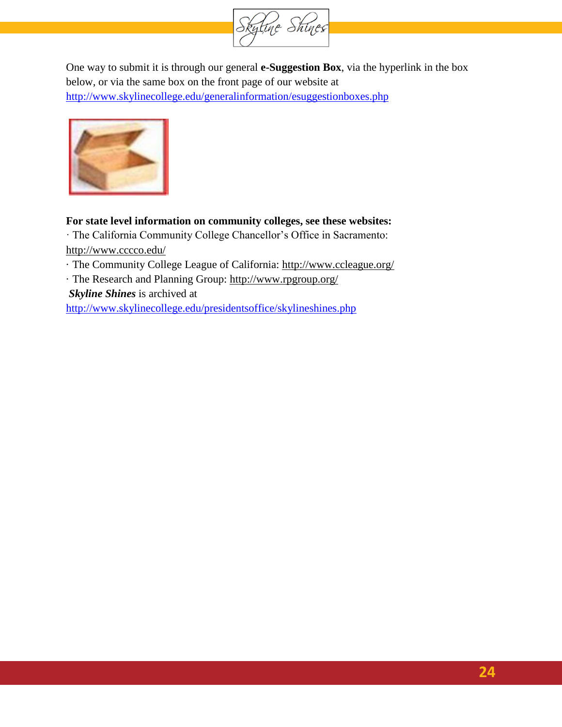One way to submit it is through our general **e-Suggestion Box**, via the hyperlink in the box below, or via the same box on the front page of our website at http://www.skylinecollege.edu/generalinformation/esuggestionboxes.php

**For state level information on community colleges, see these websites:**

· The California Community College Chancellor's Office in Sacramento: http://www.cccco.edu/

· The Community College League of California: http://www.ccleague.org/

· The Research and Planning Group: http://www.rpgroup.org/

***Skyline Shines*** is archived at http://www.skylinecollege.edu/presidentsoffice/skylineshines.php